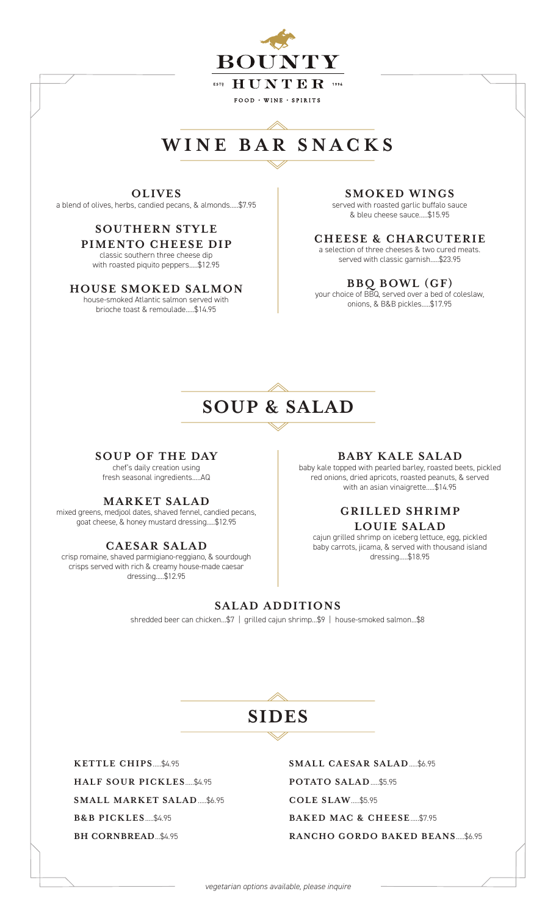# BOUNTY HUNTER

ESTD 1994

FOOD · WINE · SPIRITS

## WINE BAR SNACKS

### OLIVES

a blend of olives, herbs, candied pecans, & almonds.....$7.95

### SOUTHERN STYLE PIMENTO CHEESE DIP

classic southern three cheese dip with roasted piquito peppers.....$12.95

### HOUSE SMOKED SALMON

house-smoked Atlantic salmon served with brioche toast & remoulade.....$14.95

### SMOKED WINGS

served with roasted garlic buffalo sauce & bleu cheese sauce.....$15.95

### CHEESE & CHARCUTERIE

a selection of three cheeses & two cured meats. served with classic garnish.....$23.95

### BBQ BOWL (GF)

your choice of BBQ, served over a bed of coleslaw, onions, & B&B pickles.....$17.95

## SOUP & SALAD

### SOUP OF THE DAY

chef's daily creation using fresh seasonal ingredients.....AQ

### MARKET SALAD

mixed greens, medjool dates, shaved fennel, candied pecans, goat cheese, & honey mustard dressing.....$12.95

### CAESAR SALAD

crisp romaine, shaved parmigiano-reggiano, & sourdough crisps served with rich & creamy house-made caesar dressing.....$12.95

### BABY KALE SALAD

baby kale topped with pearled barley, roasted beets, pickled red onions, dried apricots, roasted peanuts, & served with an asian vinaigrette.....$14.95

### GRILLED SHRIMP LOUIE SALAD

cajun grilled shrimp on iceberg lettuce, egg, pickled baby carrots, jicama, & served with thousand island dressing.....$18.95

### SALAD ADDITIONS

shredded beer can chicken...$7 | grilled cajun shrimp...$9 | house-smoked salmon...$8

## SIDES

**KETTLE CHIPS**.....$4.95

**HALF SOUR PICKLES**.....$4.95

**SMALL MARKET SALAD**.....$6.95

**B&B PICKLES**.....$4.95

**BH CORNBREAD**...$4.95

**SMALL CAESAR SALAD**.....$6.95

**POTATO SALAD**.....$5.95

**COLE SLAW**.....$5.95

**BAKED MAC & CHEESE**.....$7.95

**RANCHO GORDO BAKED BEANS**.....$6.95

*vegetarian options available, please inquire*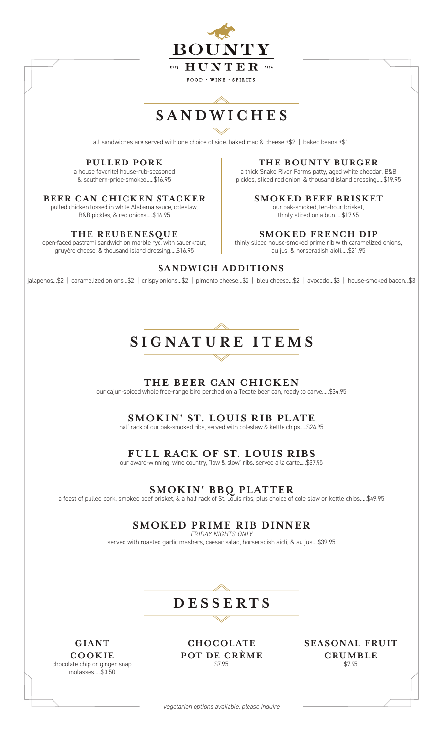# BOUNTY HUNTER

EST. 1994

FOOD · WINE · SPIRITS

## SANDWICHES

all sandwiches are served with one choice of side. baked mac & cheese +$2 | baked beans +$1

### PULLED PORK

a house favorite! house-rub-seasoned & southern-pride-smoked.....$16.95

### BEER CAN CHICKEN STACKER

pulled chicken tossed in white Alabama sauce, coleslaw, B&B pickles, & red onions.....$16.95

### THE REUBENESQUE

open-faced pastrami sandwich on marble rye, with sauerkraut, gruyère cheese, & thousand island dressing.....$16.95

### THE BOUNTY BURGER

a thick Snake River Farms patty, aged white cheddar, B&B pickles, sliced red onion, & thousand island dressing.....$19.95

### SMOKED BEEF BRISKET

our oak-smoked, ten-hour brisket, thinly sliced on a bun.....$17.95

### SMOKED FRENCH DIP

thinly sliced house-smoked prime rib with caramelized onions, au jus, & horseradish aioli.....$21.95

### SANDWICH ADDITIONS

jalapenos...$2 | caramelized onions...$2 | crispy onions...$2 | pimento cheese...$2 | bleu cheese...$2 | avocado...$3 | house-smoked bacon...$3

## SIGNATURE ITEMS

### THE BEER CAN CHICKEN

our cajun-spiced whole free-range bird perched on a Tecate beer can, ready to carve.....$34.95

### SMOKIN' ST. LOUIS RIB PLATE

half rack of our oak-smoked ribs, served with coleslaw & kettle chips.....$24.95

### FULL RACK OF ST. LOUIS RIBS

our award-winning, wine country, "low & slow" ribs. served a la carte.....$37.95

### SMOKIN' BBQ PLATTER

a feast of pulled pork, smoked beef brisket, & a half rack of St. Louis ribs, plus choice of cole slaw or kettle chips.....$49.95

### SMOKED PRIME RIB DINNER

*FRIDAY NIGHTS ONLY*

served with roasted garlic mashers, caesar salad, horseradish aioli, & au jus....$39.95

## DESSERTS

### GIANT COOKIE

chocolate chip or ginger snap molasses.....$3.50

### CHOCOLATE POT DE CRÈME

$7.95

### SEASONAL FRUIT CRUMBLE

$7.95

*vegetarian options available, please inquire*